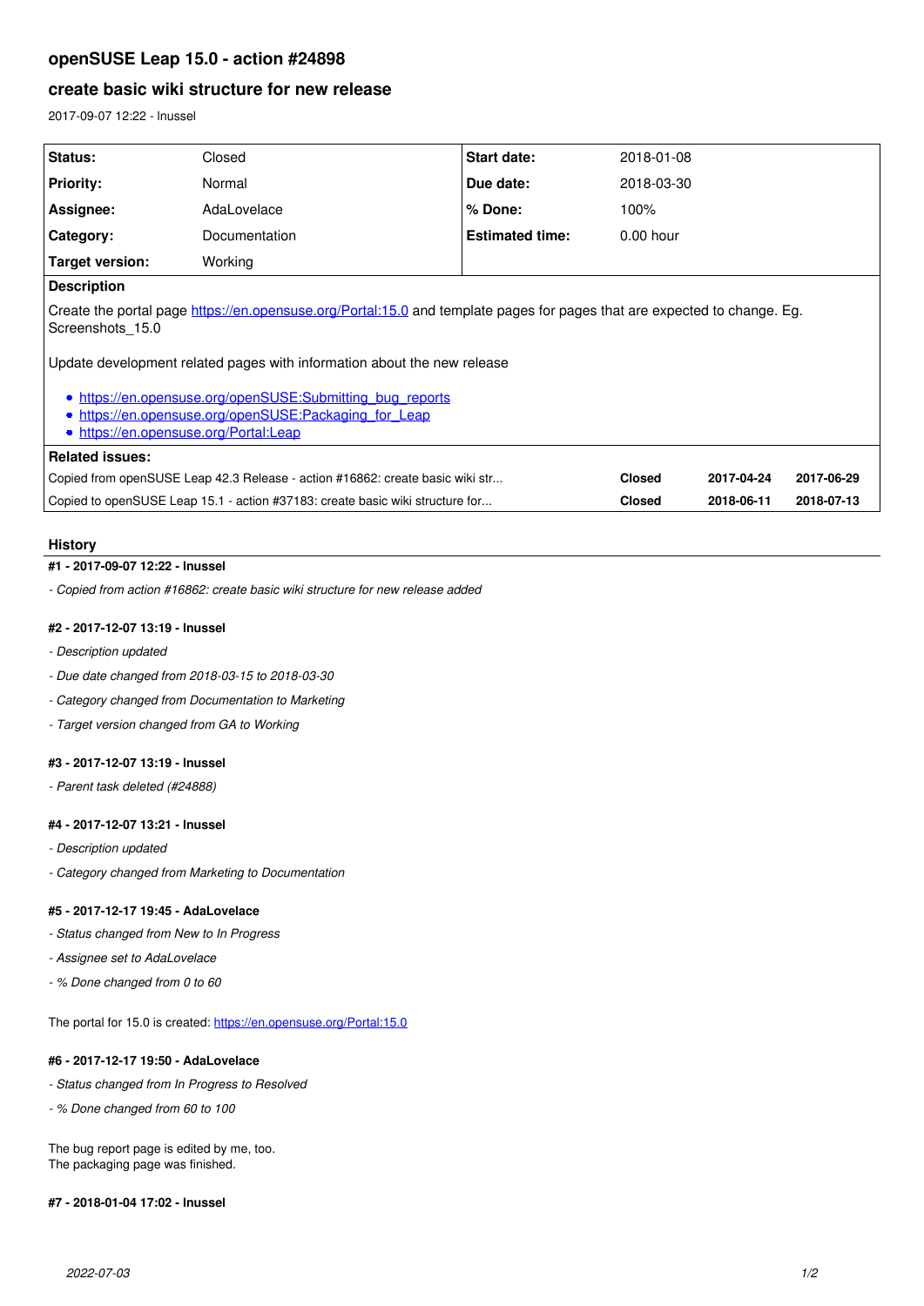# openSUSE Leap 15.0 - action #24898

## create basic wiki structure for new release

2017-09-07 12:22 - lnussel

| | | | |
|---|---|---|---|
| **Status:** | Closed | **Start date:** | 2018-01-08 |
| **Priority:** | Normal | **Due date:** | 2018-03-30 |
| **Assignee:** | AdaLovelace | **% Done:** | 100% |
| **Category:** | Documentation | **Estimated time:** | 0.00 hour |
| **Target version:** | Working | | |

**Description**

Create the portal page https://en.opensuse.org/Portal:15.0 and template pages for pages that are expected to change. Eg. Screenshots_15.0

Update development related pages with information about the new release

- https://en.opensuse.org/openSUSE:Submitting_bug_reports
- https://en.opensuse.org/openSUSE:Packaging_for_Leap
- https://en.opensuse.org/Portal:Leap

**Related issues:**

| | | | |
|---|---|---|---|
| Copied from openSUSE Leap 42.3 Release - action #16862: create basic wiki str... | **Closed** | **2017-04-24** | **2017-06-29** |
| Copied to openSUSE Leap 15.1 - action #37183: create basic wiki structure for... | **Closed** | **2018-06-11** | **2018-07-13** |

### History

**#1 - 2017-09-07 12:22 - lnussel**

*- Copied from action #16862: create basic wiki structure for new release added*

**#2 - 2017-12-07 13:19 - lnussel**

*- Description updated*

*- Due date changed from 2018-03-15 to 2018-03-30*

*- Category changed from Documentation to Marketing*

*- Target version changed from GA to Working*

**#3 - 2017-12-07 13:19 - lnussel**

*- Parent task deleted (#24888)*

**#4 - 2017-12-07 13:21 - lnussel**

*- Description updated*

*- Category changed from Marketing to Documentation*

**#5 - 2017-12-17 19:45 - AdaLovelace**

*- Status changed from New to In Progress*

*- Assignee set to AdaLovelace*

*- % Done changed from 0 to 60*

The portal for 15.0 is created: https://en.opensuse.org/Portal:15.0

**#6 - 2017-12-17 19:50 - AdaLovelace**

*- Status changed from In Progress to Resolved*

*- % Done changed from 60 to 100*

The bug report page is edited by me, too.
The packaging page was finished.

**#7 - 2018-01-04 17:02 - lnussel**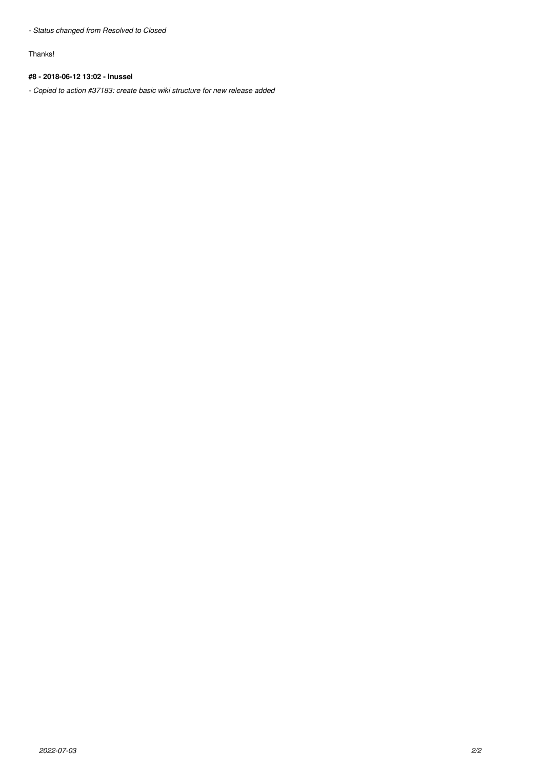*- Status changed from Resolved to Closed*

Thanks!

**#8 - 2018-06-12 13:02 - lnussel**

*- Copied to action #37183: create basic wiki structure for new release added*